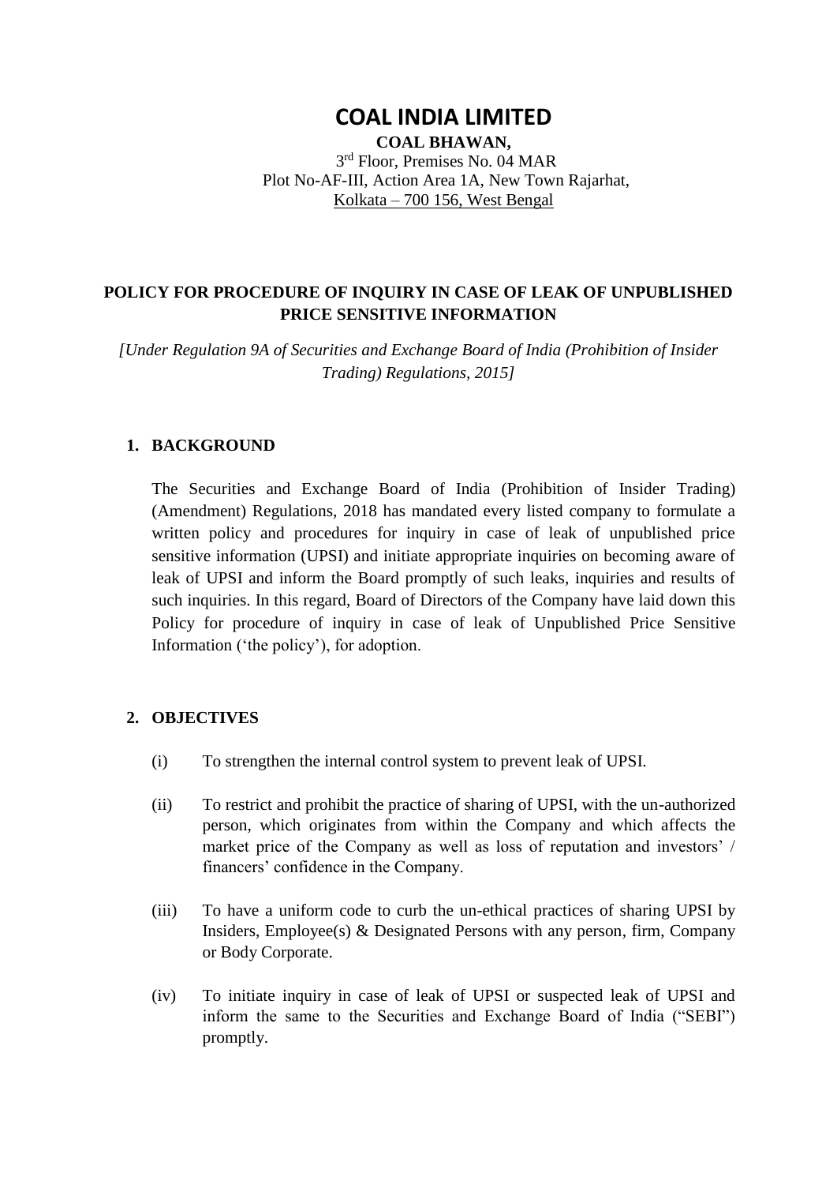# COAL INDIA LIMITED

**COAL BHAWAN,**

3rd Floor, Premises No. 04 MAR

Plot No-AF-III, Action Area 1A, New Town Rajarhat,

Kolkata – 700 156, West Bengal

## POLICY FOR PROCEDURE OF INQUIRY IN CASE OF LEAK OF UNPUBLISHED PRICE SENSITIVE INFORMATION

*[Under Regulation 9A of Securities and Exchange Board of India (Prohibition of Insider Trading) Regulations, 2015]*

### 1. BACKGROUND

The Securities and Exchange Board of India (Prohibition of Insider Trading) (Amendment) Regulations, 2018 has mandated every listed company to formulate a written policy and procedures for inquiry in case of leak of unpublished price sensitive information (UPSI) and initiate appropriate inquiries on becoming aware of leak of UPSI and inform the Board promptly of such leaks, inquiries and results of such inquiries. In this regard, Board of Directors of the Company have laid down this Policy for procedure of inquiry in case of leak of Unpublished Price Sensitive Information ('the policy'), for adoption.

### 2. OBJECTIVES

(i) To strengthen the internal control system to prevent leak of UPSI.

(ii) To restrict and prohibit the practice of sharing of UPSI, with the un-authorized person, which originates from within the Company and which affects the market price of the Company as well as loss of reputation and investors' / financers' confidence in the Company.

(iii) To have a uniform code to curb the un-ethical practices of sharing UPSI by Insiders, Employee(s) & Designated Persons with any person, firm, Company or Body Corporate.

(iv) To initiate inquiry in case of leak of UPSI or suspected leak of UPSI and inform the same to the Securities and Exchange Board of India ("SEBI") promptly.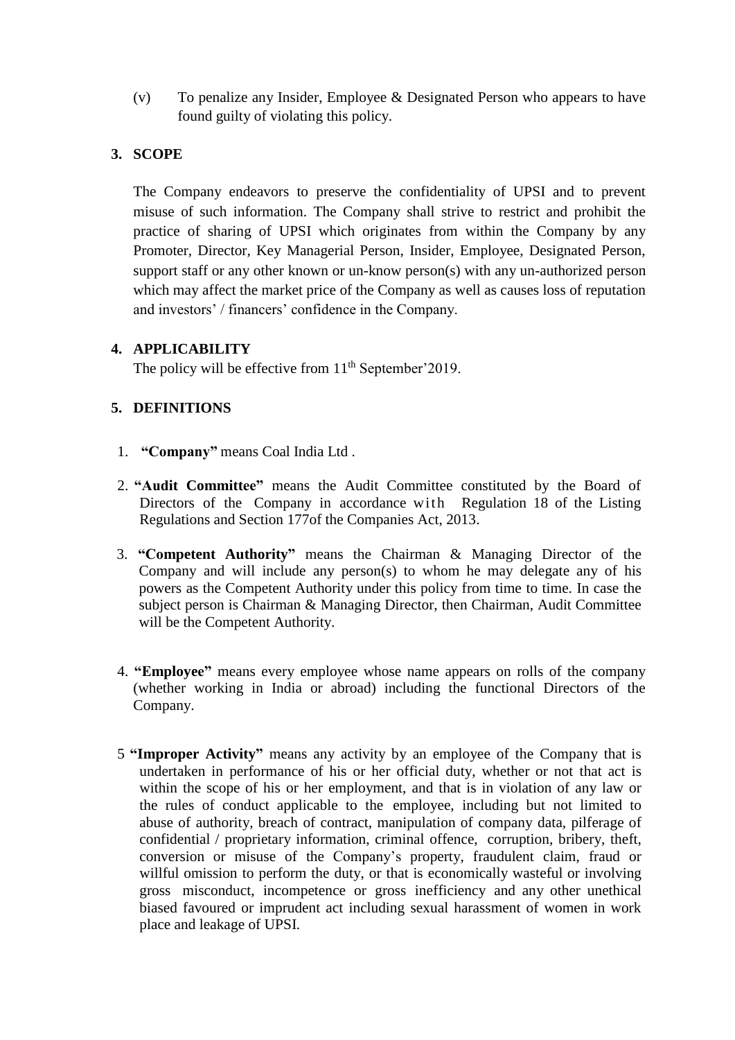(v) To penalize any Insider, Employee & Designated Person who appears to have found guilty of violating this policy.

## 3. SCOPE

The Company endeavors to preserve the confidentiality of UPSI and to prevent misuse of such information. The Company shall strive to restrict and prohibit the practice of sharing of UPSI which originates from within the Company by any Promoter, Director, Key Managerial Person, Insider, Employee, Designated Person, support staff or any other known or un-know person(s) with any un-authorized person which may affect the market price of the Company as well as causes loss of reputation and investors' / financers' confidence in the Company.

## 4. APPLICABILITY

The policy will be effective from 11th September'2019.

## 5. DEFINITIONS

1. **"Company"** means Coal India Ltd .

2. **"Audit Committee"** means the Audit Committee constituted by the Board of Directors of the Company in accordance with Regulation 18 of the Listing Regulations and Section 177of the Companies Act, 2013.

3. **"Competent Authority"** means the Chairman & Managing Director of the Company and will include any person(s) to whom he may delegate any of his powers as the Competent Authority under this policy from time to time. In case the subject person is Chairman & Managing Director, then Chairman, Audit Committee will be the Competent Authority.

4. **"Employee"** means every employee whose name appears on rolls of the company (whether working in India or abroad) including the functional Directors of the Company.

5. **"Improper Activity"** means any activity by an employee of the Company that is undertaken in performance of his or her official duty, whether or not that act is within the scope of his or her employment, and that is in violation of any law or the rules of conduct applicable to the employee, including but not limited to abuse of authority, breach of contract, manipulation of company data, pilferage of confidential / proprietary information, criminal offence, corruption, bribery, theft, conversion or misuse of the Company's property, fraudulent claim, fraud or willful omission to perform the duty, or that is economically wasteful or involving gross misconduct, incompetence or gross inefficiency and any other unethical biased favoured or imprudent act including sexual harassment of women in work place and leakage of UPSI.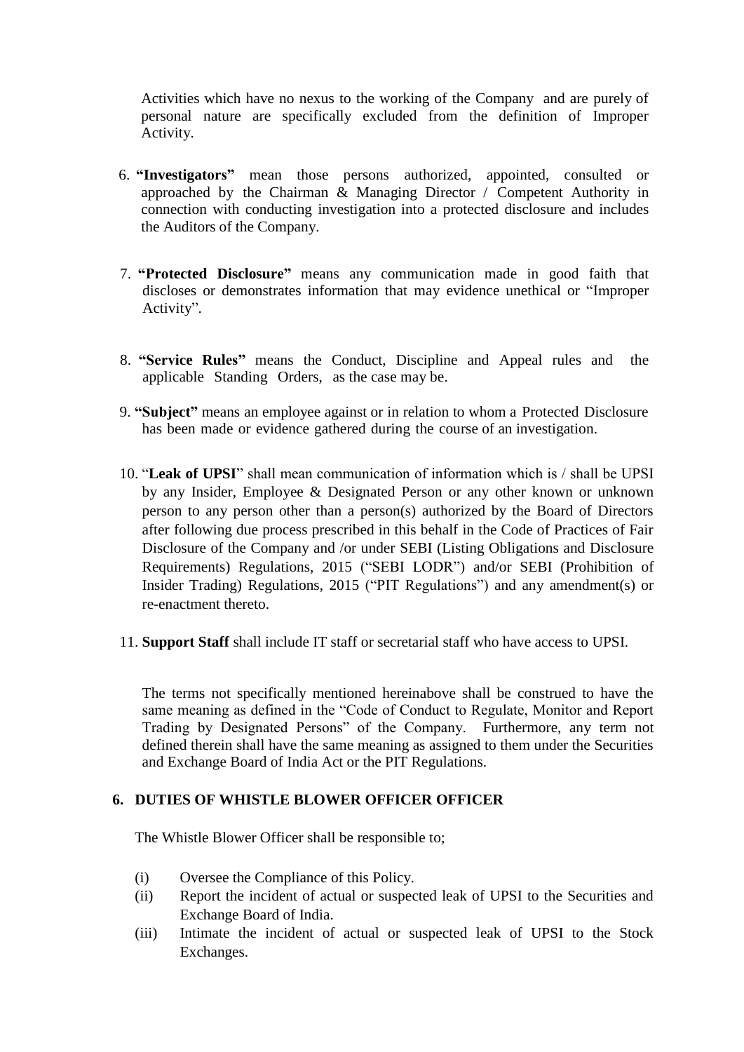Activities which have no nexus to the working of the Company and are purely of personal nature are specifically excluded from the definition of Improper Activity.

6. **"Investigators"** mean those persons authorized, appointed, consulted or approached by the Chairman & Managing Director / Competent Authority in connection with conducting investigation into a protected disclosure and includes the Auditors of the Company.

7. **"Protected Disclosure"** means any communication made in good faith that discloses or demonstrates information that may evidence unethical or "Improper Activity".

8. **"Service Rules"** means the Conduct, Discipline and Appeal rules and the applicable Standing Orders, as the case may be.

9. **"Subject"** means an employee against or in relation to whom a Protected Disclosure has been made or evidence gathered during the course of an investigation.

10. "**Leak of UPSI**" shall mean communication of information which is / shall be UPSI by any Insider, Employee & Designated Person or any other known or unknown person to any person other than a person(s) authorized by the Board of Directors after following due process prescribed in this behalf in the Code of Practices of Fair Disclosure of the Company and /or under SEBI (Listing Obligations and Disclosure Requirements) Regulations, 2015 ("SEBI LODR") and/or SEBI (Prohibition of Insider Trading) Regulations, 2015 ("PIT Regulations") and any amendment(s) or re-enactment thereto.

11. **Support Staff** shall include IT staff or secretarial staff who have access to UPSI.

The terms not specifically mentioned hereinabove shall be construed to have the same meaning as defined in the "Code of Conduct to Regulate, Monitor and Report Trading by Designated Persons" of the Company. Furthermore, any term not defined therein shall have the same meaning as assigned to them under the Securities and Exchange Board of India Act or the PIT Regulations.

## 6. DUTIES OF WHISTLE BLOWER OFFICER OFFICER

The Whistle Blower Officer shall be responsible to;

(i) Oversee the Compliance of this Policy.

(ii) Report the incident of actual or suspected leak of UPSI to the Securities and Exchange Board of India.

(iii) Intimate the incident of actual or suspected leak of UPSI to the Stock Exchanges.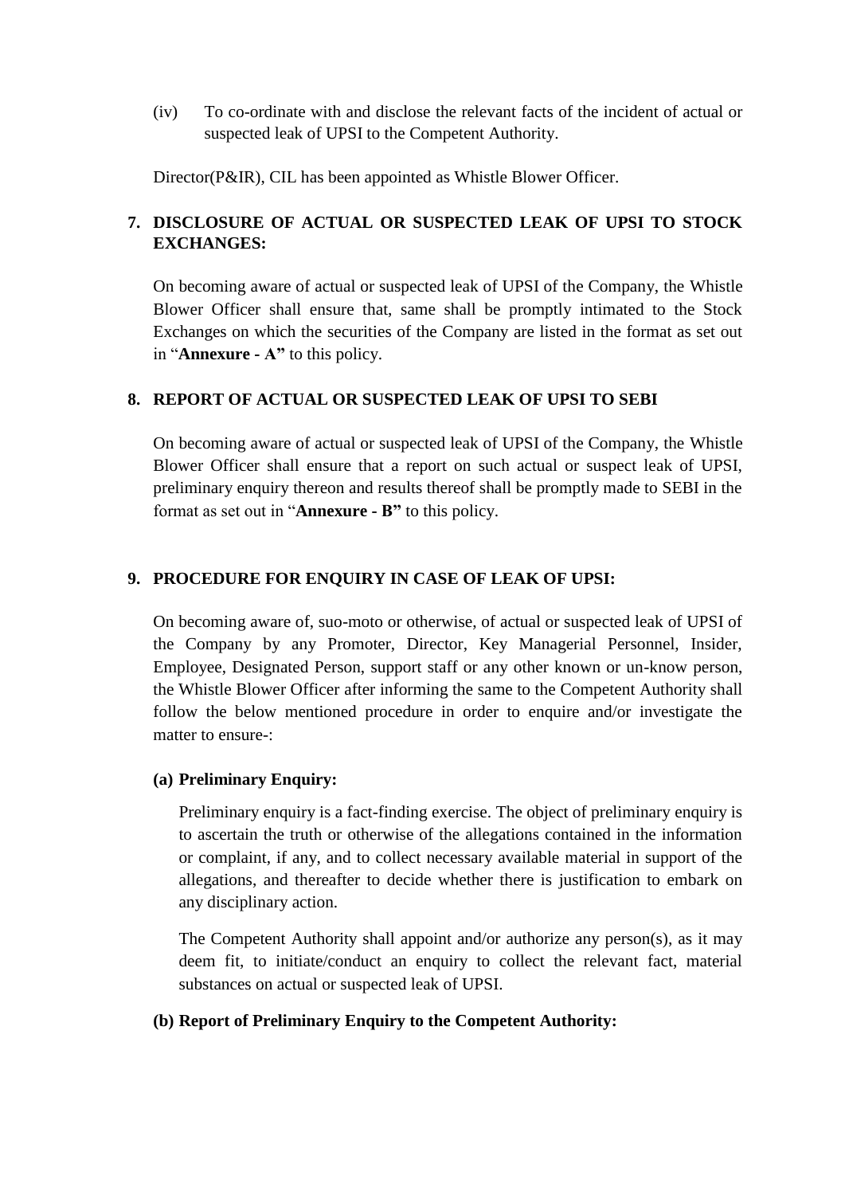(iv) To co-ordinate with and disclose the relevant facts of the incident of actual or suspected leak of UPSI to the Competent Authority.

Director(P&IR), CIL has been appointed as Whistle Blower Officer.

## 7. DISCLOSURE OF ACTUAL OR SUSPECTED LEAK OF UPSI TO STOCK EXCHANGES:

On becoming aware of actual or suspected leak of UPSI of the Company, the Whistle Blower Officer shall ensure that, same shall be promptly intimated to the Stock Exchanges on which the securities of the Company are listed in the format as set out in "**Annexure - A"** to this policy.

## 8. REPORT OF ACTUAL OR SUSPECTED LEAK OF UPSI TO SEBI

On becoming aware of actual or suspected leak of UPSI of the Company, the Whistle Blower Officer shall ensure that a report on such actual or suspect leak of UPSI, preliminary enquiry thereon and results thereof shall be promptly made to SEBI in the format as set out in "**Annexure - B"** to this policy.

## 9. PROCEDURE FOR ENQUIRY IN CASE OF LEAK OF UPSI:

On becoming aware of, suo-moto or otherwise, of actual or suspected leak of UPSI of the Company by any Promoter, Director, Key Managerial Personnel, Insider, Employee, Designated Person, support staff or any other known or un-know person, the Whistle Blower Officer after informing the same to the Competent Authority shall follow the below mentioned procedure in order to enquire and/or investigate the matter to ensure-:

### (a) Preliminary Enquiry:

Preliminary enquiry is a fact-finding exercise. The object of preliminary enquiry is to ascertain the truth or otherwise of the allegations contained in the information or complaint, if any, and to collect necessary available material in support of the allegations, and thereafter to decide whether there is justification to embark on any disciplinary action.

The Competent Authority shall appoint and/or authorize any person(s), as it may deem fit, to initiate/conduct an enquiry to collect the relevant fact, material substances on actual or suspected leak of UPSI.

### (b) Report of Preliminary Enquiry to the Competent Authority: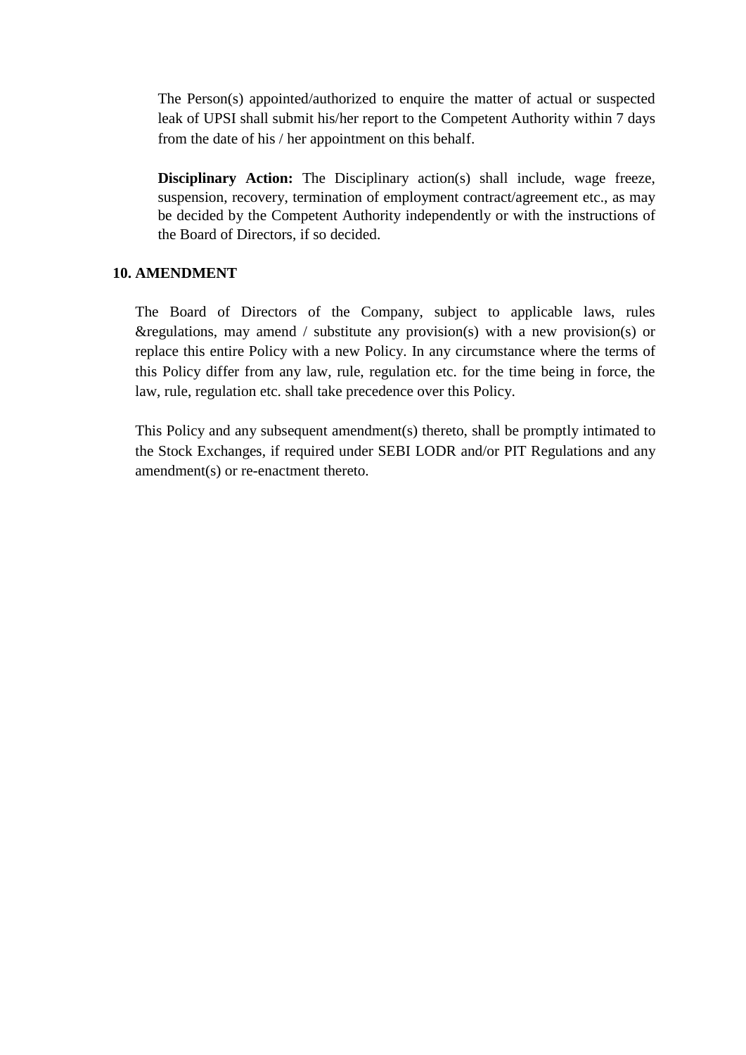The Person(s) appointed/authorized to enquire the matter of actual or suspected leak of UPSI shall submit his/her report to the Competent Authority within 7 days from the date of his / her appointment on this behalf.

**Disciplinary Action:** The Disciplinary action(s) shall include, wage freeze, suspension, recovery, termination of employment contract/agreement etc., as may be decided by the Competent Authority independently or with the instructions of the Board of Directors, if so decided.

## 10. AMENDMENT

The Board of Directors of the Company, subject to applicable laws, rules &regulations, may amend / substitute any provision(s) with a new provision(s) or replace this entire Policy with a new Policy. In any circumstance where the terms of this Policy differ from any law, rule, regulation etc. for the time being in force, the law, rule, regulation etc. shall take precedence over this Policy.

This Policy and any subsequent amendment(s) thereto, shall be promptly intimated to the Stock Exchanges, if required under SEBI LODR and/or PIT Regulations and any amendment(s) or re-enactment thereto.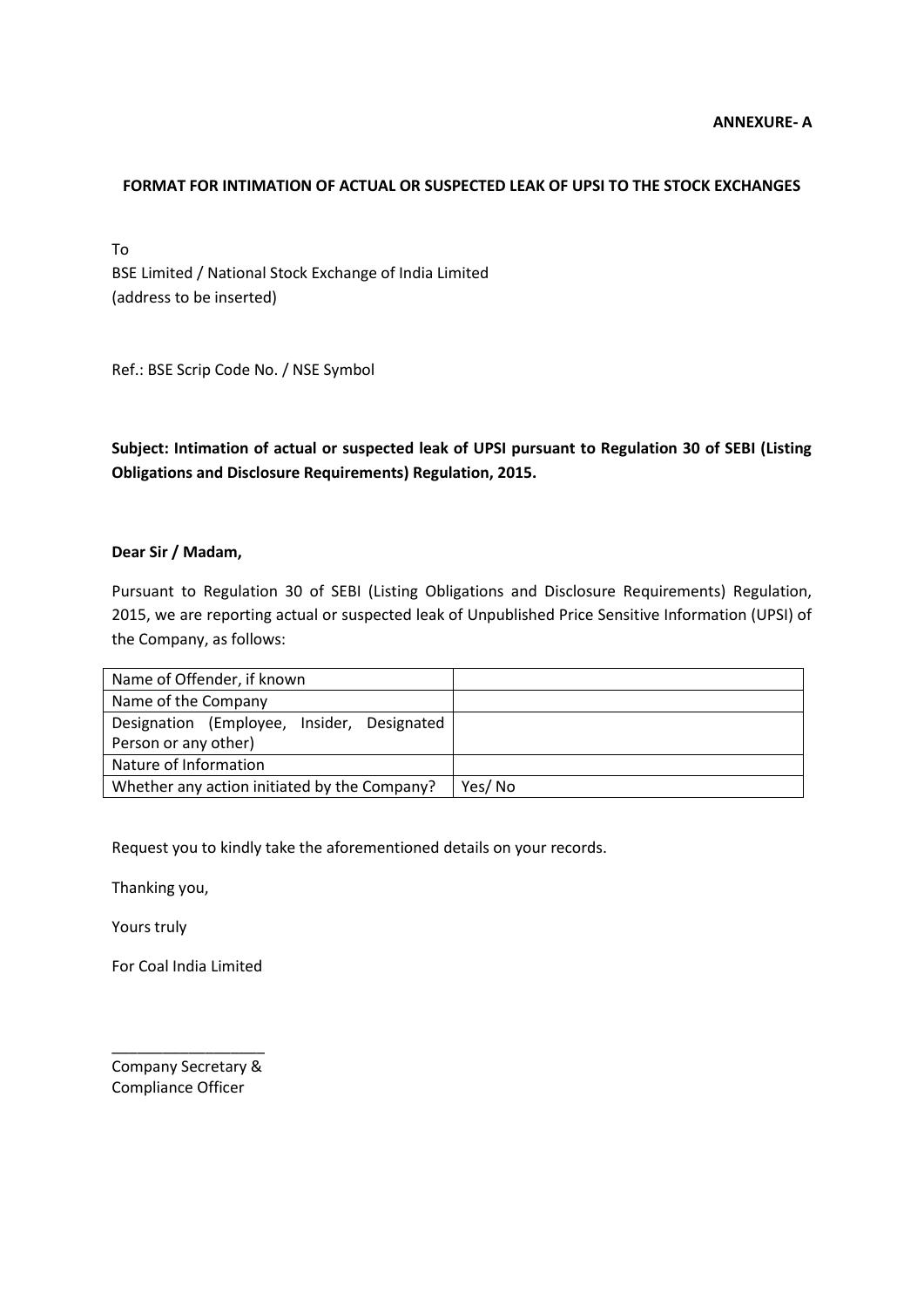**ANNEXURE- A**

## FORMAT FOR INTIMATION OF ACTUAL OR SUSPECTED LEAK OF UPSI TO THE STOCK EXCHANGES

To
BSE Limited / National Stock Exchange of India Limited
(address to be inserted)

Ref.: BSE Scrip Code No. / NSE Symbol

**Subject: Intimation of actual or suspected leak of UPSI pursuant to Regulation 30 of SEBI (Listing Obligations and Disclosure Requirements) Regulation, 2015.**

**Dear Sir / Madam,**

Pursuant to Regulation 30 of SEBI (Listing Obligations and Disclosure Requirements) Regulation, 2015, we are reporting actual or suspected leak of Unpublished Price Sensitive Information (UPSI) of the Company, as follows:

| | |
|---|---|
| Name of Offender, if known | |
| Name of the Company | |
| Designation (Employee, Insider, Designated Person or any other) | |
| Nature of Information | |
| Whether any action initiated by the Company? | Yes/ No |

Request you to kindly take the aforementioned details on your records.

Thanking you,

Yours truly

For Coal India Limited

__________________
Company Secretary &
Compliance Officer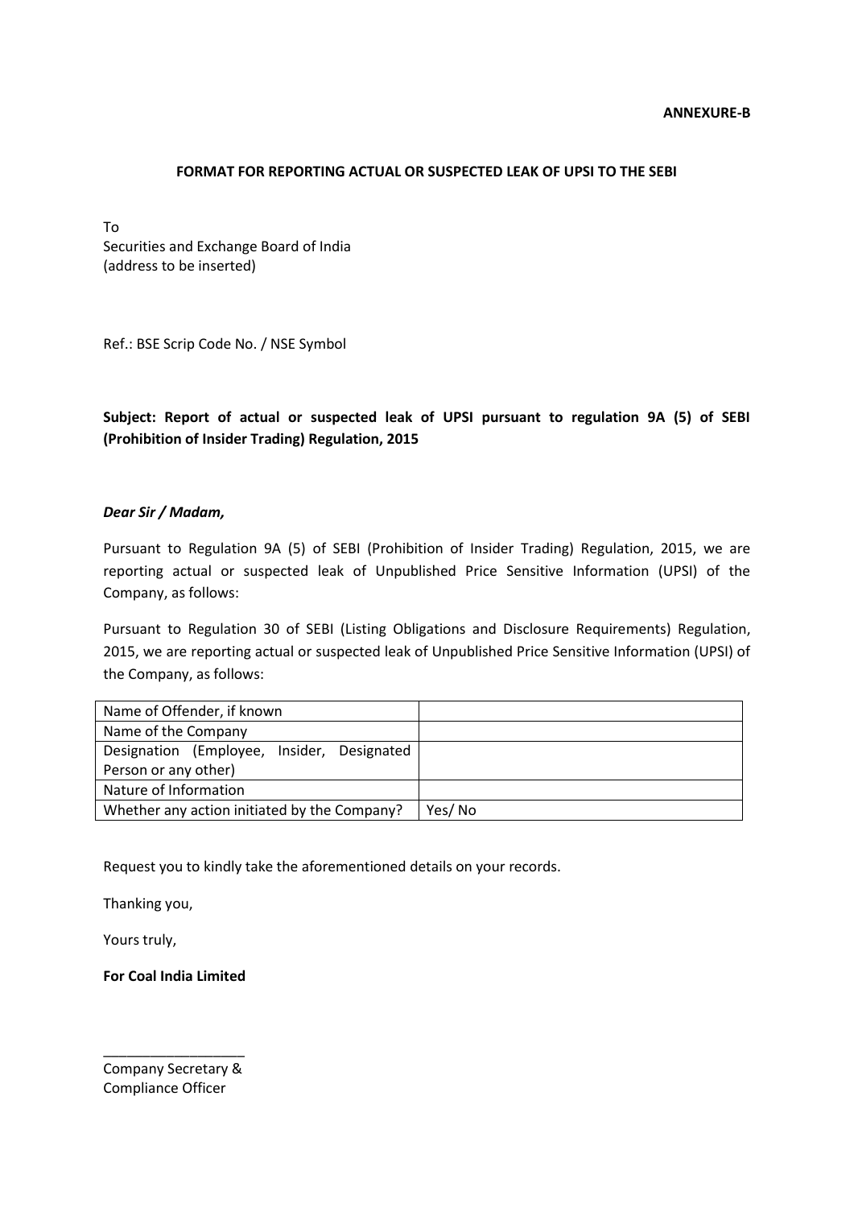**ANNEXURE-B**

**FORMAT FOR REPORTING ACTUAL OR SUSPECTED LEAK OF UPSI TO THE SEBI**

To
Securities and Exchange Board of India
(address to be inserted)

Ref.: BSE Scrip Code No. / NSE Symbol

**Subject: Report of actual or suspected leak of UPSI pursuant to regulation 9A (5) of SEBI (Prohibition of Insider Trading) Regulation, 2015**

***Dear Sir / Madam,***

Pursuant to Regulation 9A (5) of SEBI (Prohibition of Insider Trading) Regulation, 2015, we are reporting actual or suspected leak of Unpublished Price Sensitive Information (UPSI) of the Company, as follows:

Pursuant to Regulation 30 of SEBI (Listing Obligations and Disclosure Requirements) Regulation, 2015, we are reporting actual or suspected leak of Unpublished Price Sensitive Information (UPSI) of the Company, as follows:

| | |
|---|---|
| Name of Offender, if known | |
| Name of the Company | |
| Designation (Employee, Insider, Designated Person or any other) | |
| Nature of Information | |
| Whether any action initiated by the Company? | Yes/ No |

Request you to kindly take the aforementioned details on your records.

Thanking you,

Yours truly,

**For Coal India Limited**

\_\_\_\_\_\_\_\_\_\_\_\_\_\_\_\_\_\_
Company Secretary &
Compliance Officer